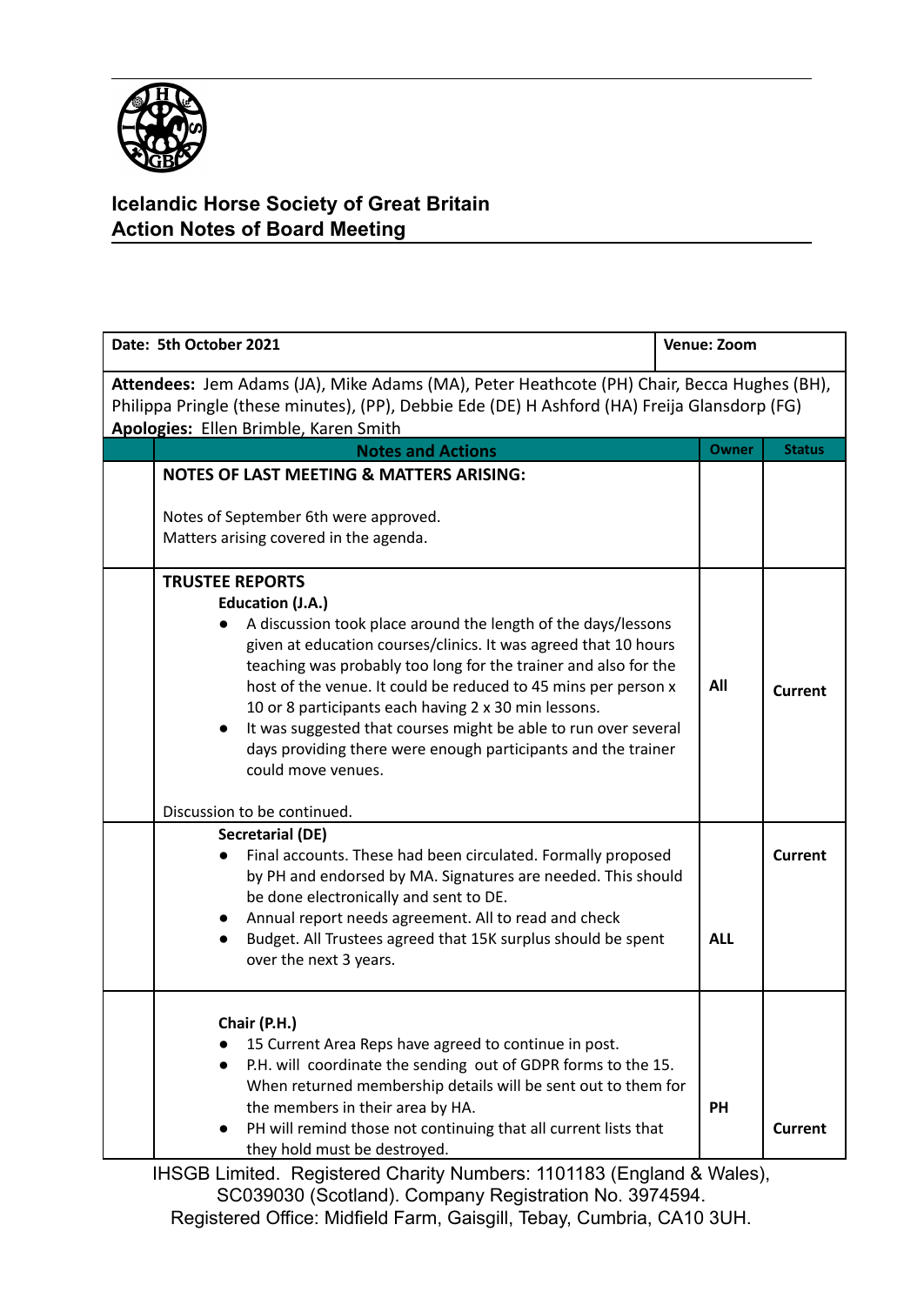## Icelandic Horse Society of Great Britain
## Action Notes of Board Meeting

| Date: 5th October 2021 | | Venue: Zoom | |
|---|---|---|---|
| **Attendees:** Jem Adams (JA), Mike Adams (MA), Peter Heathcote (PH) Chair, Becca Hughes (BH), Philippa Pringle (these minutes), (PP), Debbie Ede (DE) H Ashford (HA) Freija Glansdorp (FG)<br>**Apologies:** Ellen Brimble, Karen Smith | | | |
| | **Notes and Actions** | **Owner** | **Status** |
| | **NOTES OF LAST MEETING & MATTERS ARISING:**<br><br>Notes of September 6th were approved.<br>Matters arising covered in the agenda. | | |
| | **TRUSTEE REPORTS**<br>**Education (J.A.)**<br>● A discussion took place around the length of the days/lessons given at education courses/clinics. It was agreed that 10 hours teaching was probably too long for the trainer and also for the host of the venue. It could be reduced to 45 mins per person x 10 or 8 participants each having 2 x 30 min lessons.<br>● It was suggested that courses might be able to run over several days providing there were enough participants and the trainer could move venues.<br><br>Discussion to be continued. | All | Current |
| | **Secretarial (DE)**<br>● Final accounts. These had been circulated. Formally proposed by PH and endorsed by MA. Signatures are needed. This should be done electronically and sent to DE.<br>● Annual report needs agreement. All to read and check<br>● Budget. All Trustees agreed that 15K surplus should be spent over the next 3 years. | ALL | Current |
| | **Chair (P.H.)**<br>● 15 Current Area Reps have agreed to continue in post.<br>● P.H. will coordinate the sending out of GDPR forms to the 15. When returned membership details will be sent out to them for the members in their area by HA.<br>● PH will remind those not continuing that all current lists that they hold must be destroyed. | PH | Current |

IHSGB Limited. Registered Charity Numbers: 1101183 (England & Wales), SC039030 (Scotland). Company Registration No. 3974594.
Registered Office: Midfield Farm, Gaisgill, Tebay, Cumbria, CA10 3UH.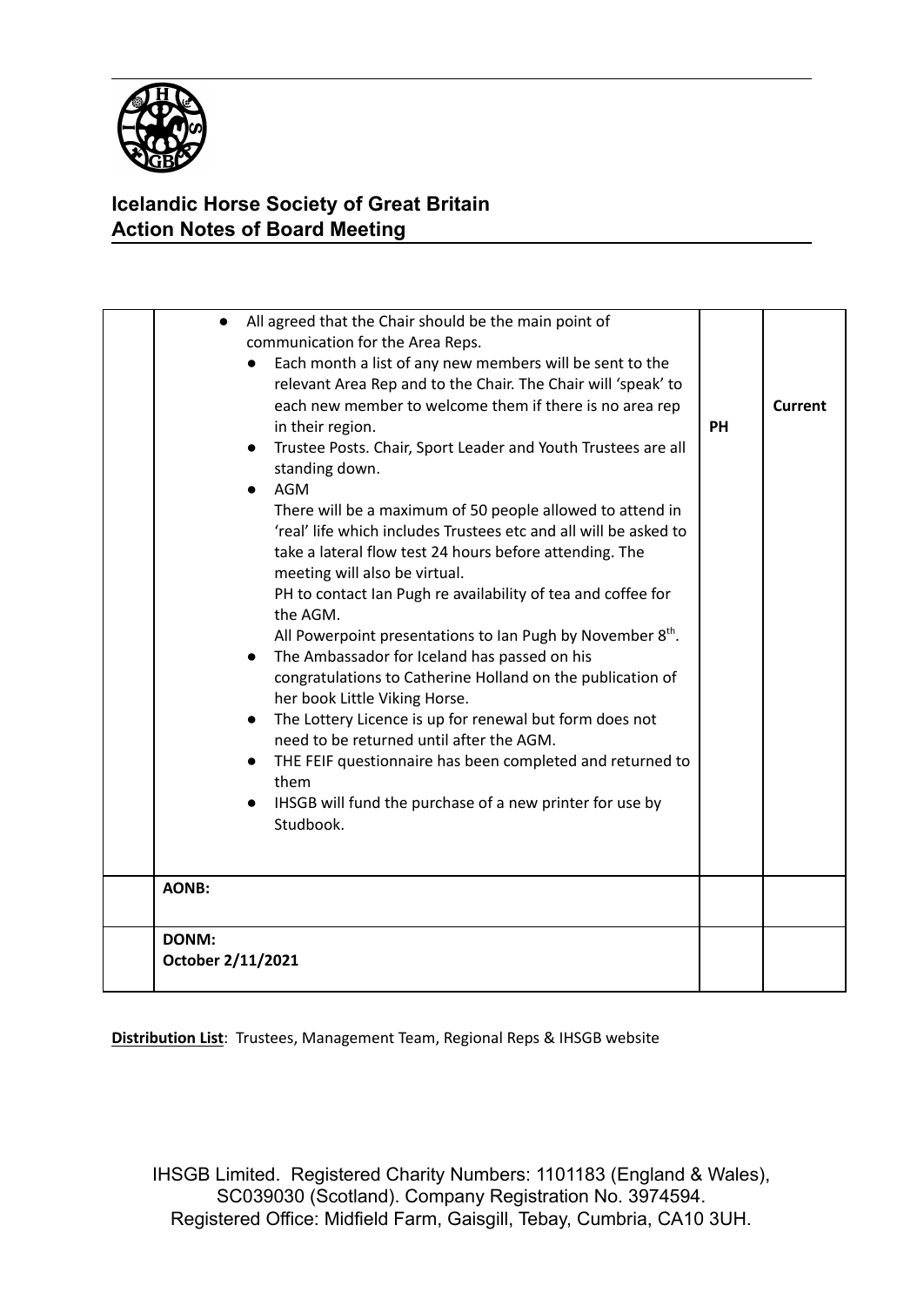## Icelandic Horse Society of Great Britain
## Action Notes of Board Meeting

| | | | |
|---|---|---|---|
| | • All agreed that the Chair should be the main point of communication for the Area Reps.<br>• Each month a list of any new members will be sent to the relevant Area Rep and to the Chair. The Chair will 'speak' to each new member to welcome them if there is no area rep in their region.<br>• Trustee Posts. Chair, Sport Leader and Youth Trustees are all standing down.<br>• AGM<br>There will be a maximum of 50 people allowed to attend in 'real' life which includes Trustees etc and all will be asked to take a lateral flow test 24 hours before attending. The meeting will also be virtual.<br>PH to contact Ian Pugh re availability of tea and coffee for the AGM.<br>All Powerpoint presentations to Ian Pugh by November 8th.<br>• The Ambassador for Iceland has passed on his congratulations to Catherine Holland on the publication of her book Little Viking Horse.<br>• The Lottery Licence is up for renewal but form does not need to be returned until after the AGM.<br>• THE FEIF questionnaire has been completed and returned to them<br>• IHSGB will fund the purchase of a new printer for use by Studbook. | **PH** | **Current** |
| | **AONB:** | | |
| | **DONM:**<br>**October 2/11/2021** | | |

**Distribution List**: Trustees, Management Team, Regional Reps & IHSGB website

IHSGB Limited. Registered Charity Numbers: 1101183 (England & Wales), SC039030 (Scotland). Company Registration No. 3974594. Registered Office: Midfield Farm, Gaisgill, Tebay, Cumbria, CA10 3UH.